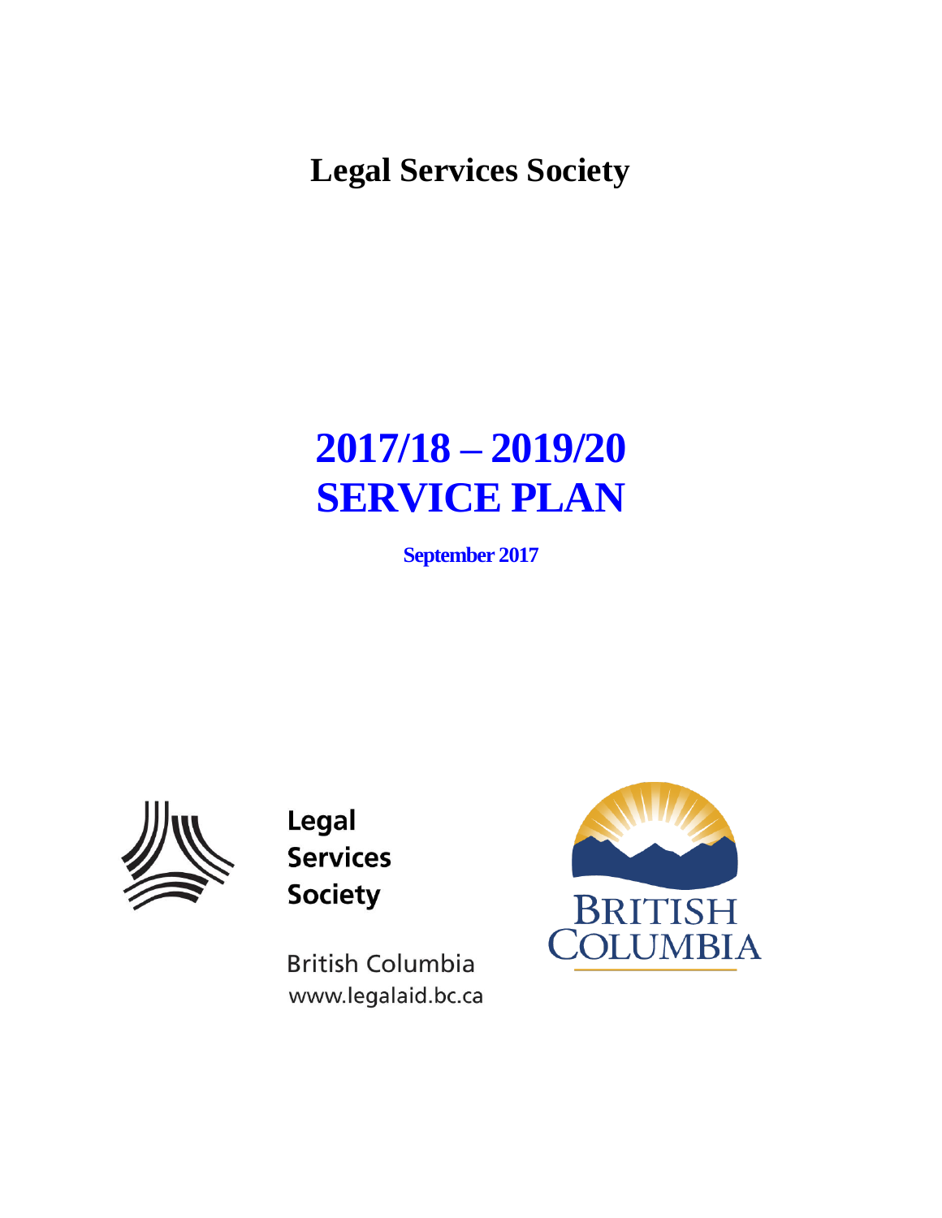# Legal Services Society

# 2017/18 – 2019/20 SERVICE PLAN

**September 2017**

Legal Services Society

British Columbia
www.legalaid.bc.ca

BRITISH COLUMBIA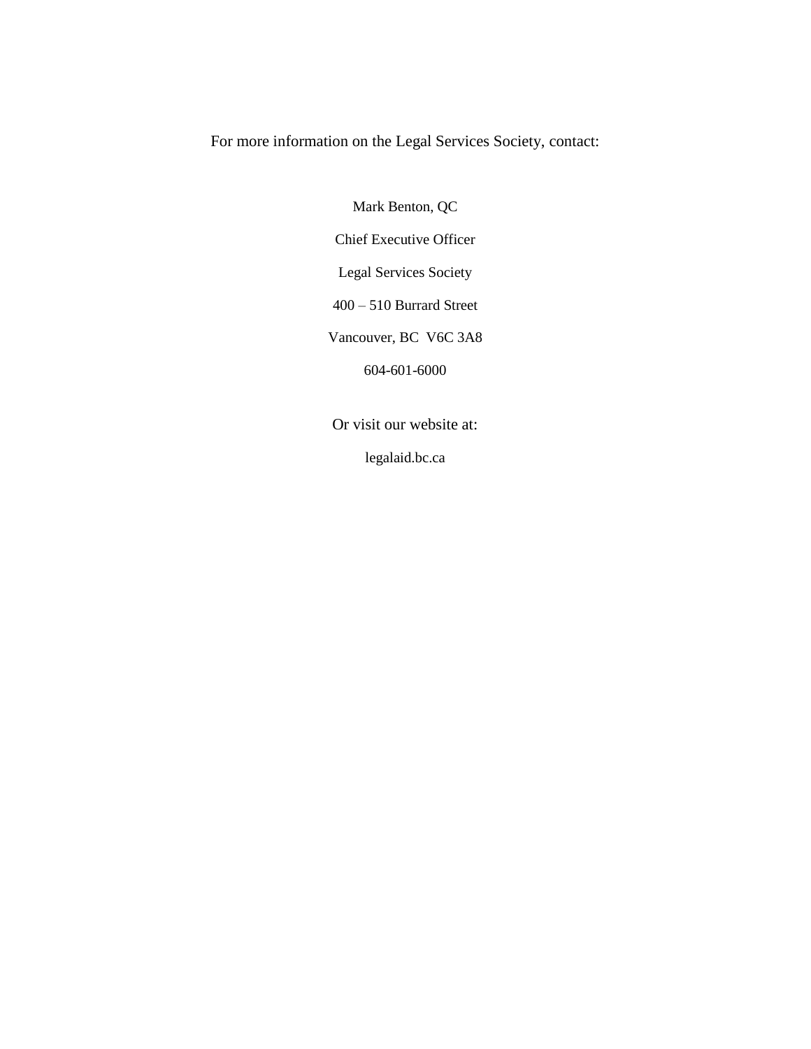For more information on the Legal Services Society, contact:

Mark Benton, QC

Chief Executive Officer

Legal Services Society

400 – 510 Burrard Street

Vancouver, BC  V6C 3A8

604-601-6000

Or visit our website at:

legalaid.bc.ca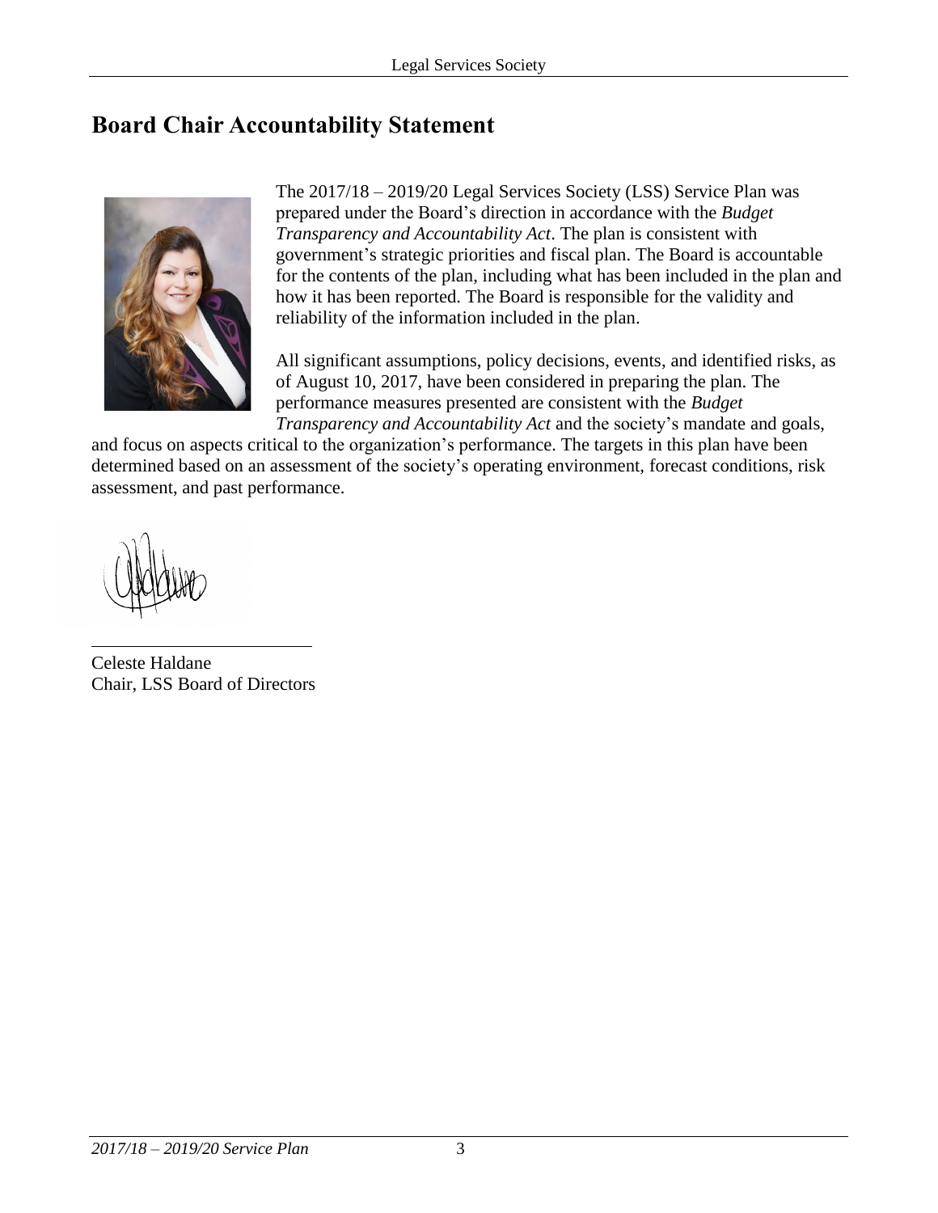## Board Chair Accountability Statement

The 2017/18 – 2019/20 Legal Services Society (LSS) Service Plan was prepared under the Board's direction in accordance with the *Budget Transparency and Accountability Act*. The plan is consistent with government's strategic priorities and fiscal plan. The Board is accountable for the contents of the plan, including what has been included in the plan and how it has been reported. The Board is responsible for the validity and reliability of the information included in the plan.

All significant assumptions, policy decisions, events, and identified risks, as of August 10, 2017, have been considered in preparing the plan. The performance measures presented are consistent with the *Budget Transparency and Accountability Act* and the society's mandate and goals, and focus on aspects critical to the organization's performance. The targets in this plan have been determined based on an assessment of the society's operating environment, forecast conditions, risk assessment, and past performance.

Celeste Haldane
Chair, LSS Board of Directors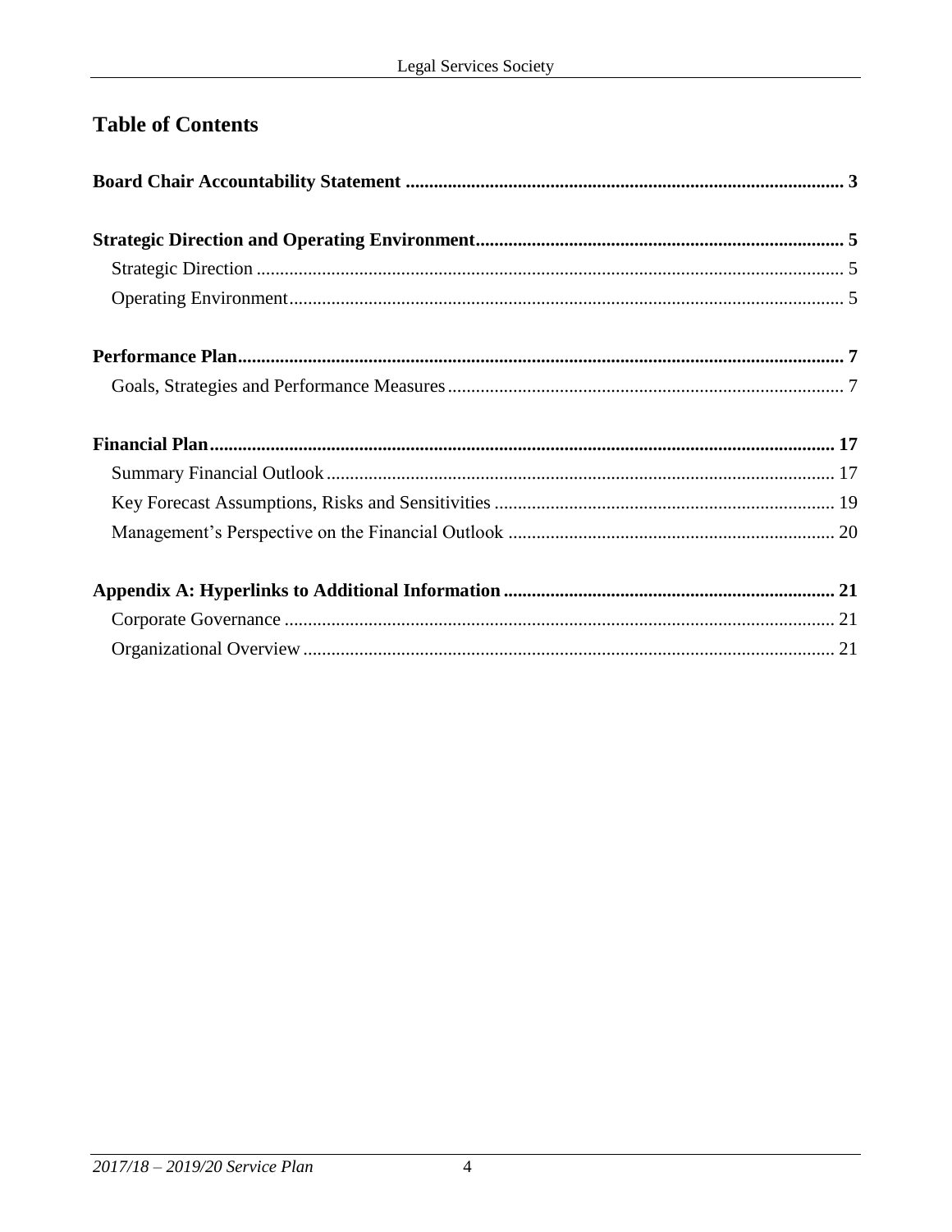## Table of Contents

**Board Chair Accountability Statement** ............................................................................................. 3

**Strategic Direction and Operating Environment** .............................................................................. 5

Strategic Direction ............................................................................................................................. 5

Operating Environment ...................................................................................................................... 5

**Performance Plan** ................................................................................................................................ 7

Goals, Strategies and Performance Measures .................................................................................... 7

**Financial Plan** ..................................................................................................................................... 17

Summary Financial Outlook ............................................................................................................ 17

Key Forecast Assumptions, Risks and Sensitivities ......................................................................... 19

Management's Perspective on the Financial Outlook ...................................................................... 20

**Appendix A: Hyperlinks to Additional Information** ...................................................................... 21

Corporate Governance ..................................................................................................................... 21

Organizational Overview ................................................................................................................. 21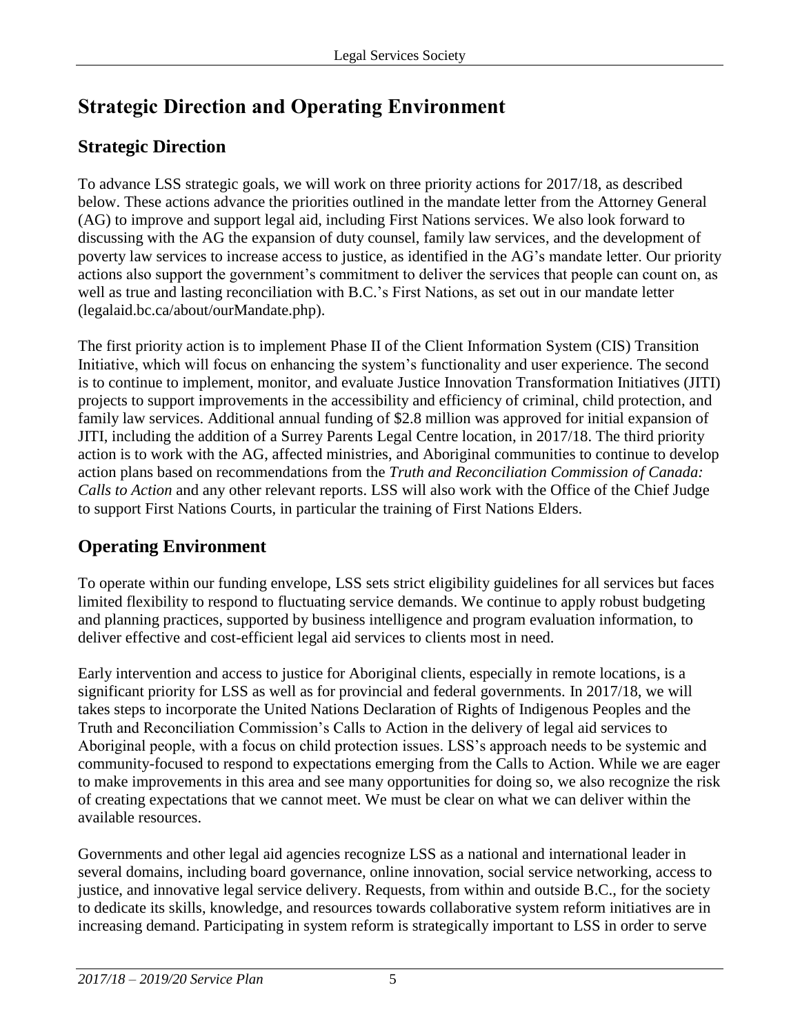# Strategic Direction and Operating Environment

## Strategic Direction

To advance LSS strategic goals, we will work on three priority actions for 2017/18, as described below. These actions advance the priorities outlined in the mandate letter from the Attorney General (AG) to improve and support legal aid, including First Nations services. We also look forward to discussing with the AG the expansion of duty counsel, family law services, and the development of poverty law services to increase access to justice, as identified in the AG's mandate letter. Our priority actions also support the government's commitment to deliver the services that people can count on, as well as true and lasting reconciliation with B.C.'s First Nations, as set out in our mandate letter (legalaid.bc.ca/about/ourMandate.php).

The first priority action is to implement Phase II of the Client Information System (CIS) Transition Initiative, which will focus on enhancing the system's functionality and user experience. The second is to continue to implement, monitor, and evaluate Justice Innovation Transformation Initiatives (JITI) projects to support improvements in the accessibility and efficiency of criminal, child protection, and family law services. Additional annual funding of $2.8 million was approved for initial expansion of JITI, including the addition of a Surrey Parents Legal Centre location, in 2017/18. The third priority action is to work with the AG, affected ministries, and Aboriginal communities to continue to develop action plans based on recommendations from the *Truth and Reconciliation Commission of Canada: Calls to Action* and any other relevant reports. LSS will also work with the Office of the Chief Judge to support First Nations Courts, in particular the training of First Nations Elders.

## Operating Environment

To operate within our funding envelope, LSS sets strict eligibility guidelines for all services but faces limited flexibility to respond to fluctuating service demands. We continue to apply robust budgeting and planning practices, supported by business intelligence and program evaluation information, to deliver effective and cost-efficient legal aid services to clients most in need.

Early intervention and access to justice for Aboriginal clients, especially in remote locations, is a significant priority for LSS as well as for provincial and federal governments. In 2017/18, we will takes steps to incorporate the United Nations Declaration of Rights of Indigenous Peoples and the Truth and Reconciliation Commission's Calls to Action in the delivery of legal aid services to Aboriginal people, with a focus on child protection issues. LSS's approach needs to be systemic and community-focused to respond to expectations emerging from the Calls to Action. While we are eager to make improvements in this area and see many opportunities for doing so, we also recognize the risk of creating expectations that we cannot meet. We must be clear on what we can deliver within the available resources.

Governments and other legal aid agencies recognize LSS as a national and international leader in several domains, including board governance, online innovation, social service networking, access to justice, and innovative legal service delivery. Requests, from within and outside B.C., for the society to dedicate its skills, knowledge, and resources towards collaborative system reform initiatives are in increasing demand. Participating in system reform is strategically important to LSS in order to serve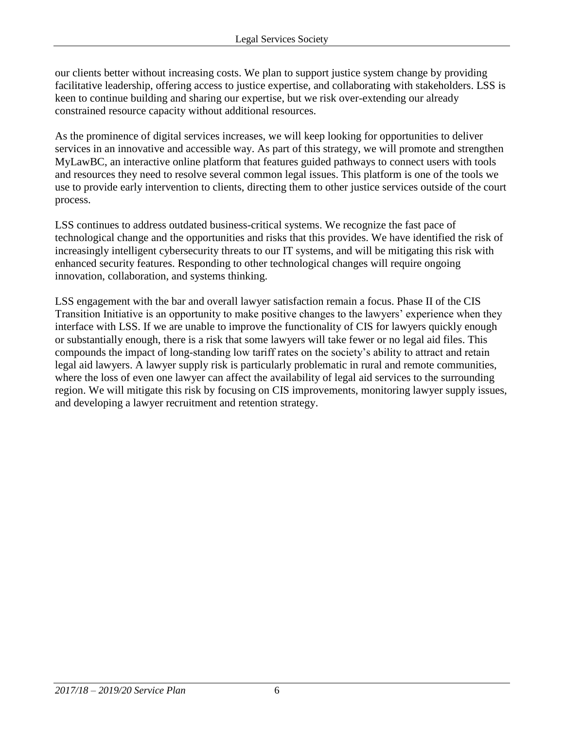our clients better without increasing costs. We plan to support justice system change by providing facilitative leadership, offering access to justice expertise, and collaborating with stakeholders. LSS is keen to continue building and sharing our expertise, but we risk over-extending our already constrained resource capacity without additional resources.

As the prominence of digital services increases, we will keep looking for opportunities to deliver services in an innovative and accessible way. As part of this strategy, we will promote and strengthen MyLawBC, an interactive online platform that features guided pathways to connect users with tools and resources they need to resolve several common legal issues. This platform is one of the tools we use to provide early intervention to clients, directing them to other justice services outside of the court process.

LSS continues to address outdated business-critical systems. We recognize the fast pace of technological change and the opportunities and risks that this provides. We have identified the risk of increasingly intelligent cybersecurity threats to our IT systems, and will be mitigating this risk with enhanced security features. Responding to other technological changes will require ongoing innovation, collaboration, and systems thinking.

LSS engagement with the bar and overall lawyer satisfaction remain a focus. Phase II of the CIS Transition Initiative is an opportunity to make positive changes to the lawyers' experience when they interface with LSS. If we are unable to improve the functionality of CIS for lawyers quickly enough or substantially enough, there is a risk that some lawyers will take fewer or no legal aid files. This compounds the impact of long-standing low tariff rates on the society's ability to attract and retain legal aid lawyers. A lawyer supply risk is particularly problematic in rural and remote communities, where the loss of even one lawyer can affect the availability of legal aid services to the surrounding region. We will mitigate this risk by focusing on CIS improvements, monitoring lawyer supply issues, and developing a lawyer recruitment and retention strategy.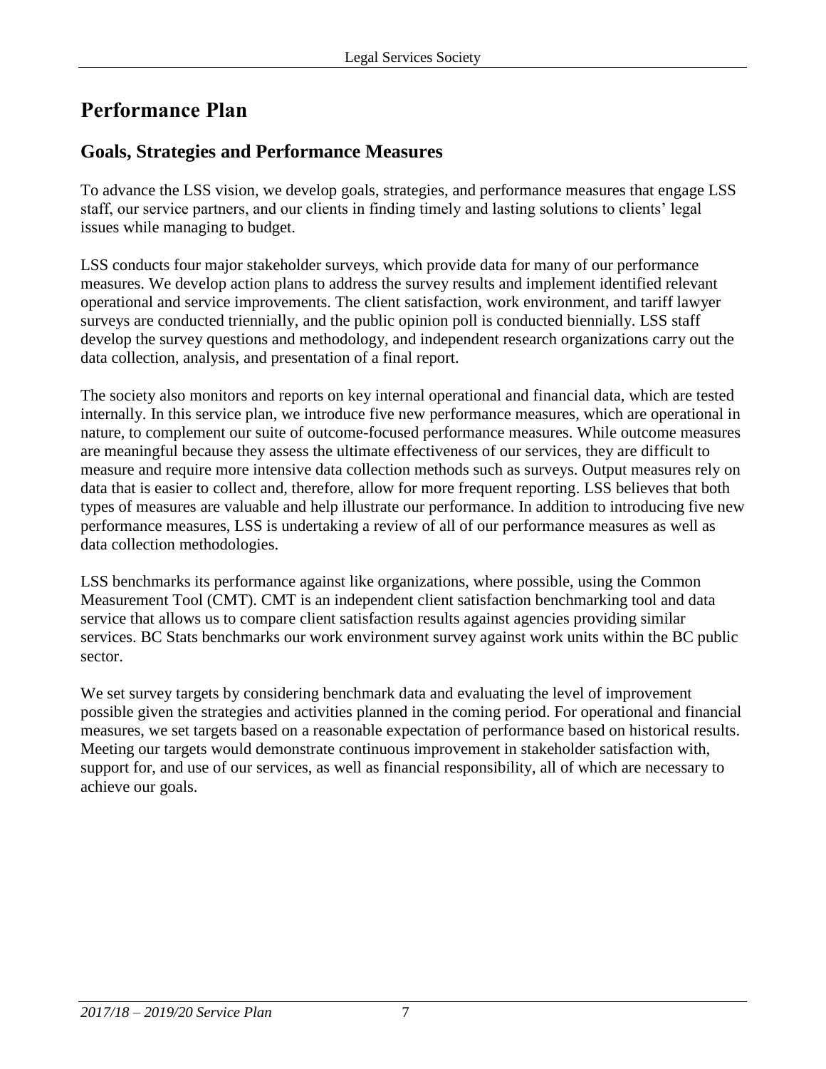# Performance Plan

## Goals, Strategies and Performance Measures

To advance the LSS vision, we develop goals, strategies, and performance measures that engage LSS staff, our service partners, and our clients in finding timely and lasting solutions to clients' legal issues while managing to budget.

LSS conducts four major stakeholder surveys, which provide data for many of our performance measures. We develop action plans to address the survey results and implement identified relevant operational and service improvements. The client satisfaction, work environment, and tariff lawyer surveys are conducted triennially, and the public opinion poll is conducted biennially. LSS staff develop the survey questions and methodology, and independent research organizations carry out the data collection, analysis, and presentation of a final report.

The society also monitors and reports on key internal operational and financial data, which are tested internally. In this service plan, we introduce five new performance measures, which are operational in nature, to complement our suite of outcome-focused performance measures. While outcome measures are meaningful because they assess the ultimate effectiveness of our services, they are difficult to measure and require more intensive data collection methods such as surveys. Output measures rely on data that is easier to collect and, therefore, allow for more frequent reporting. LSS believes that both types of measures are valuable and help illustrate our performance. In addition to introducing five new performance measures, LSS is undertaking a review of all of our performance measures as well as data collection methodologies.

LSS benchmarks its performance against like organizations, where possible, using the Common Measurement Tool (CMT). CMT is an independent client satisfaction benchmarking tool and data service that allows us to compare client satisfaction results against agencies providing similar services. BC Stats benchmarks our work environment survey against work units within the BC public sector.

We set survey targets by considering benchmark data and evaluating the level of improvement possible given the strategies and activities planned in the coming period. For operational and financial measures, we set targets based on a reasonable expectation of performance based on historical results. Meeting our targets would demonstrate continuous improvement in stakeholder satisfaction with, support for, and use of our services, as well as financial responsibility, all of which are necessary to achieve our goals.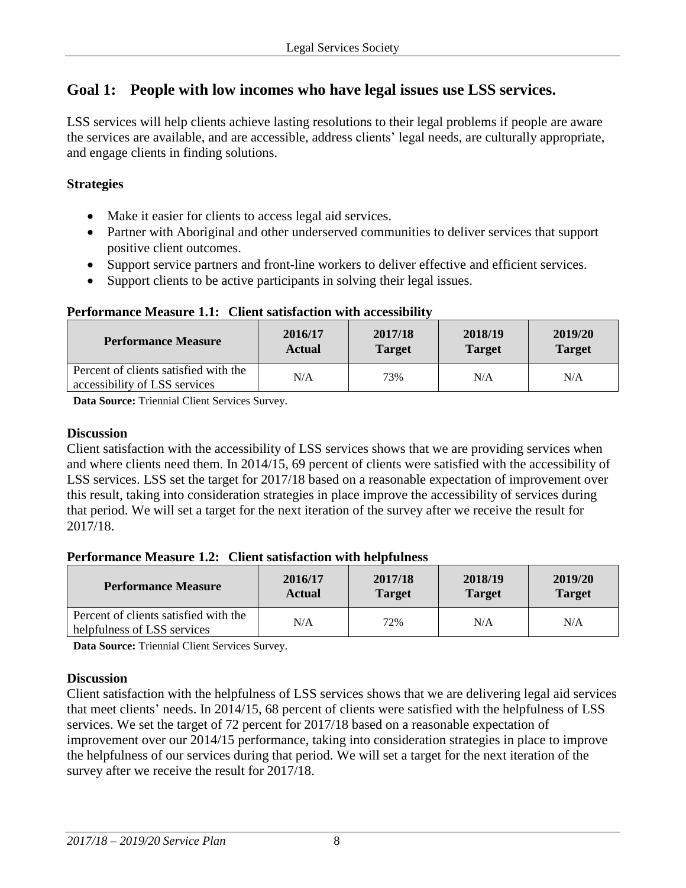## Goal 1: People with low incomes who have legal issues use LSS services.

LSS services will help clients achieve lasting resolutions to their legal problems if people are aware the services are available, and are accessible, address clients' legal needs, are culturally appropriate, and engage clients in finding solutions.

### Strategies

- Make it easier for clients to access legal aid services.
- Partner with Aboriginal and other underserved communities to deliver services that support positive client outcomes.
- Support service partners and front-line workers to deliver effective and efficient services.
- Support clients to be active participants in solving their legal issues.

### Performance Measure 1.1: Client satisfaction with accessibility

| Performance Measure | 2016/17 Actual | 2017/18 Target | 2018/19 Target | 2019/20 Target |
|---|---|---|---|---|
| Percent of clients satisfied with the accessibility of LSS services | N/A | 73% | N/A | N/A |

**Data Source:** Triennial Client Services Survey.

### Discussion

Client satisfaction with the accessibility of LSS services shows that we are providing services when and where clients need them. In 2014/15, 69 percent of clients were satisfied with the accessibility of LSS services. LSS set the target for 2017/18 based on a reasonable expectation of improvement over this result, taking into consideration strategies in place improve the accessibility of services during that period. We will set a target for the next iteration of the survey after we receive the result for 2017/18.

### Performance Measure 1.2: Client satisfaction with helpfulness

| Performance Measure | 2016/17 Actual | 2017/18 Target | 2018/19 Target | 2019/20 Target |
|---|---|---|---|---|
| Percent of clients satisfied with the helpfulness of LSS services | N/A | 72% | N/A | N/A |

**Data Source:** Triennial Client Services Survey.

### Discussion

Client satisfaction with the helpfulness of LSS services shows that we are delivering legal aid services that meet clients' needs. In 2014/15, 68 percent of clients were satisfied with the helpfulness of LSS services. We set the target of 72 percent for 2017/18 based on a reasonable expectation of improvement over our 2014/15 performance, taking into consideration strategies in place to improve the helpfulness of our services during that period. We will set a target for the next iteration of the survey after we receive the result for 2017/18.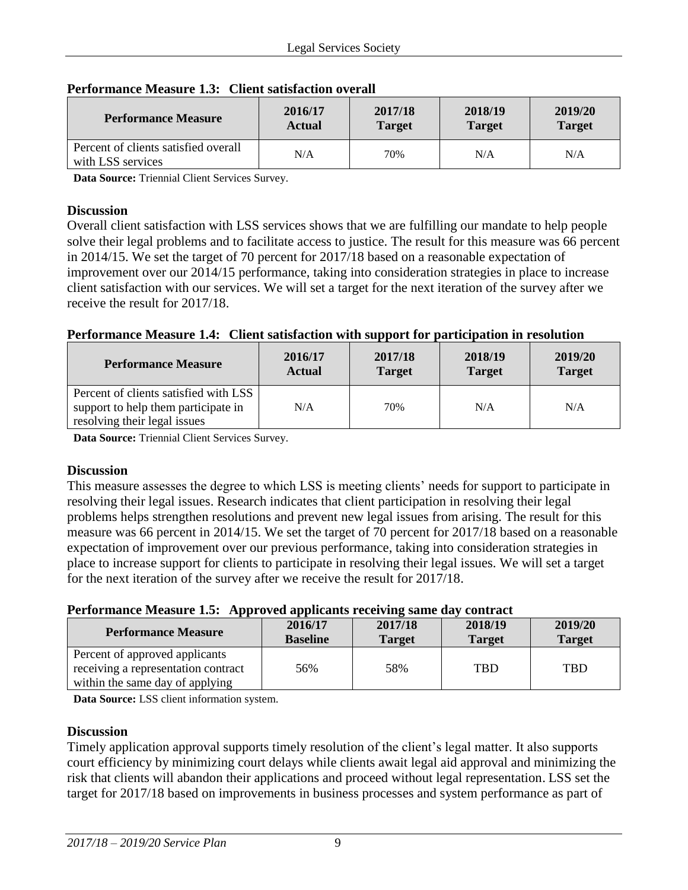### Performance Measure 1.3: Client satisfaction overall

| Performance Measure | 2016/17 Actual | 2017/18 Target | 2018/19 Target | 2019/20 Target |
|---|---|---|---|---|
| Percent of clients satisfied overall with LSS services | N/A | 70% | N/A | N/A |

**Data Source:** Triennial Client Services Survey.

#### Discussion

Overall client satisfaction with LSS services shows that we are fulfilling our mandate to help people solve their legal problems and to facilitate access to justice. The result for this measure was 66 percent in 2014/15. We set the target of 70 percent for 2017/18 based on a reasonable expectation of improvement over our 2014/15 performance, taking into consideration strategies in place to increase client satisfaction with our services. We will set a target for the next iteration of the survey after we receive the result for 2017/18.

### Performance Measure 1.4: Client satisfaction with support for participation in resolution

| Performance Measure | 2016/17 Actual | 2017/18 Target | 2018/19 Target | 2019/20 Target |
|---|---|---|---|---|
| Percent of clients satisfied with LSS support to help them participate in resolving their legal issues | N/A | 70% | N/A | N/A |

**Data Source:** Triennial Client Services Survey.

#### Discussion

This measure assesses the degree to which LSS is meeting clients' needs for support to participate in resolving their legal issues. Research indicates that client participation in resolving their legal problems helps strengthen resolutions and prevent new legal issues from arising. The result for this measure was 66 percent in 2014/15. We set the target of 70 percent for 2017/18 based on a reasonable expectation of improvement over our previous performance, taking into consideration strategies in place to increase support for clients to participate in resolving their legal issues. We will set a target for the next iteration of the survey after we receive the result for 2017/18.

### Performance Measure 1.5: Approved applicants receiving same day contract

| Performance Measure | 2016/17 Baseline | 2017/18 Target | 2018/19 Target | 2019/20 Target |
|---|---|---|---|---|
| Percent of approved applicants receiving a representation contract within the same day of applying | 56% | 58% | TBD | TBD |

**Data Source:** LSS client information system.

#### Discussion

Timely application approval supports timely resolution of the client's legal matter. It also supports court efficiency by minimizing court delays while clients await legal aid approval and minimizing the risk that clients will abandon their applications and proceed without legal representation. LSS set the target for 2017/18 based on improvements in business processes and system performance as part of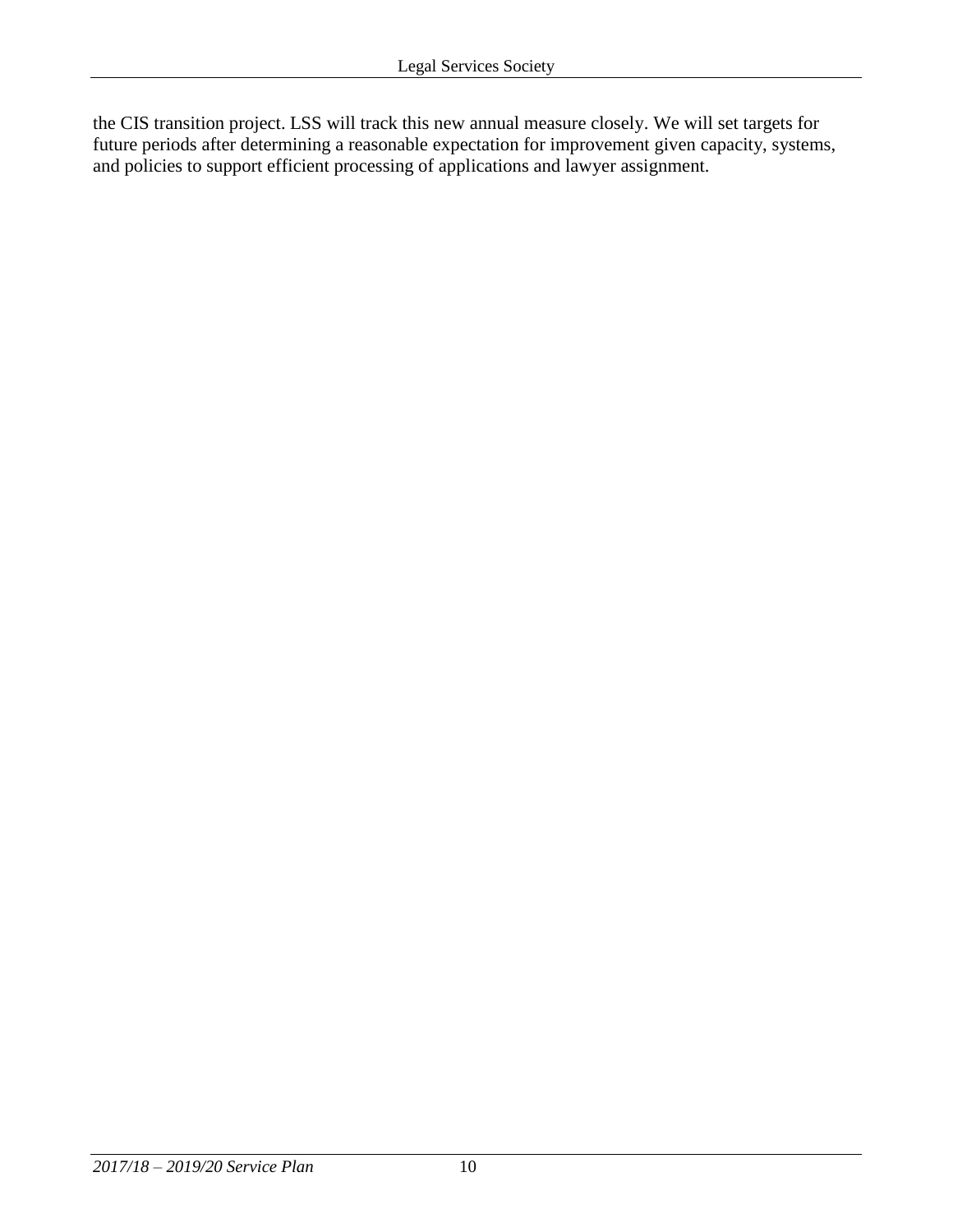the CIS transition project. LSS will track this new annual measure closely. We will set targets for future periods after determining a reasonable expectation for improvement given capacity, systems, and policies to support efficient processing of applications and lawyer assignment.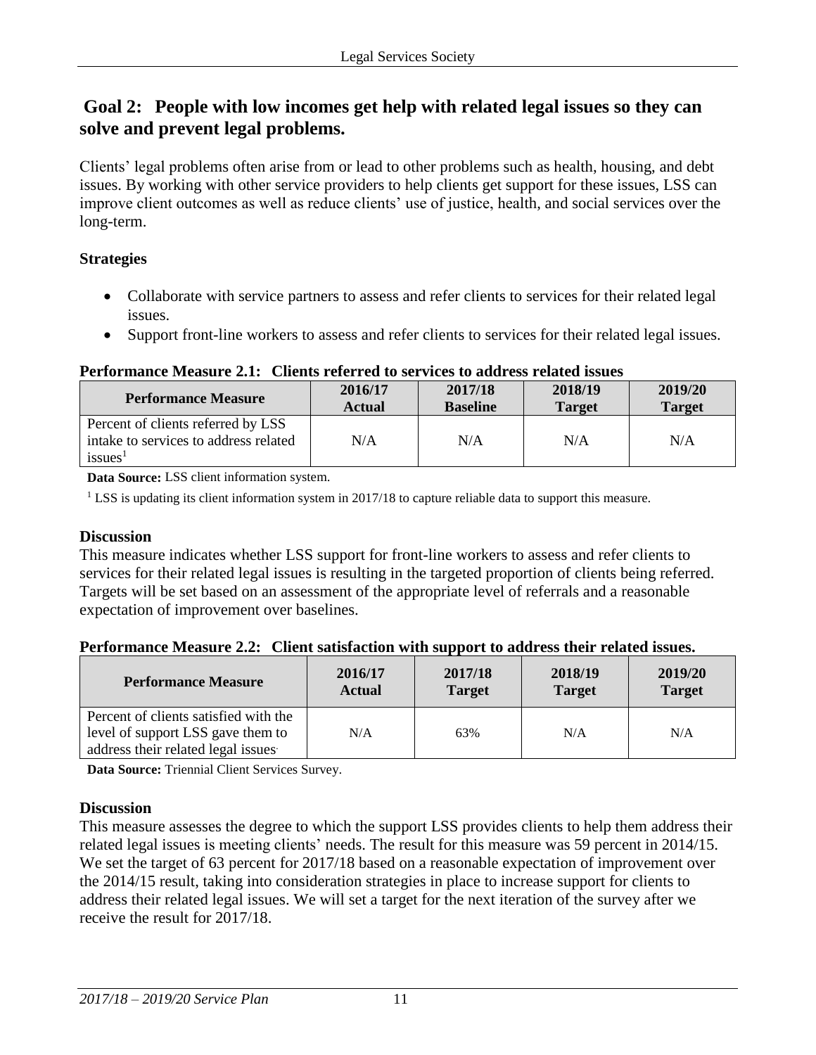## Goal 2: People with low incomes get help with related legal issues so they can solve and prevent legal problems.

Clients' legal problems often arise from or lead to other problems such as health, housing, and debt issues. By working with other service providers to help clients get support for these issues, LSS can improve client outcomes as well as reduce clients' use of justice, health, and social services over the long-term.

### Strategies

- Collaborate with service partners to assess and refer clients to services for their related legal issues.
- Support front-line workers to assess and refer clients to services for their related legal issues.

**Performance Measure 2.1: Clients referred to services to address related issues**

| Performance Measure | 2016/17 Actual | 2017/18 Baseline | 2018/19 Target | 2019/20 Target |
|---|---|---|---|---|
| Percent of clients referred by LSS intake to services to address related issues[1] | N/A | N/A | N/A | N/A |

**Data Source:** LSS client information system.

[1] LSS is updating its client information system in 2017/18 to capture reliable data to support this measure.

### Discussion

This measure indicates whether LSS support for front-line workers to assess and refer clients to services for their related legal issues is resulting in the targeted proportion of clients being referred. Targets will be set based on an assessment of the appropriate level of referrals and a reasonable expectation of improvement over baselines.

**Performance Measure 2.2: Client satisfaction with support to address their related issues.**

| Performance Measure | 2016/17 Actual | 2017/18 Target | 2018/19 Target | 2019/20 Target |
|---|---|---|---|---|
| Percent of clients satisfied with the level of support LSS gave them to address their related legal issues. | N/A | 63% | N/A | N/A |

**Data Source:** Triennial Client Services Survey.

### Discussion

This measure assesses the degree to which the support LSS provides clients to help them address their related legal issues is meeting clients' needs. The result for this measure was 59 percent in 2014/15. We set the target of 63 percent for 2017/18 based on a reasonable expectation of improvement over the 2014/15 result, taking into consideration strategies in place to increase support for clients to address their related legal issues. We will set a target for the next iteration of the survey after we receive the result for 2017/18.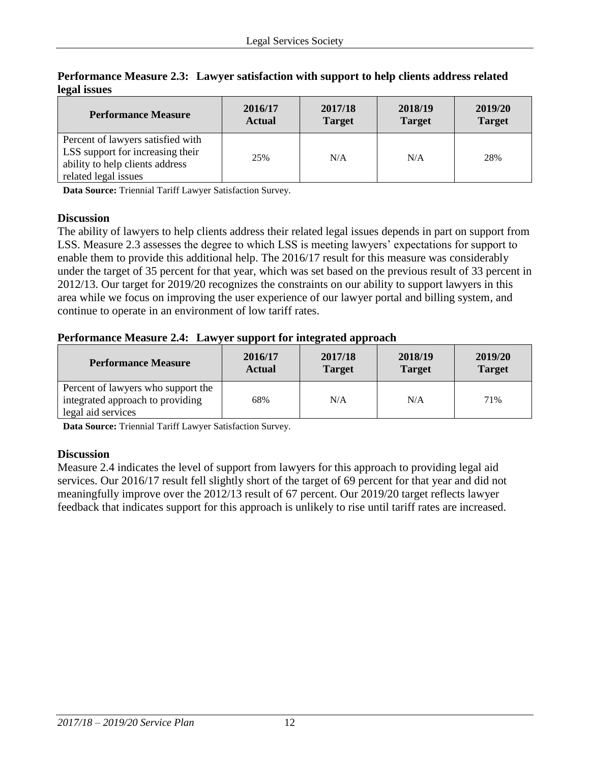**Performance Measure 2.3: Lawyer satisfaction with support to help clients address related legal issues**

| Performance Measure | 2016/17 Actual | 2017/18 Target | 2018/19 Target | 2019/20 Target |
|---|---|---|---|---|
| Percent of lawyers satisfied with LSS support for increasing their ability to help clients address related legal issues | 25% | N/A | N/A | 28% |

**Data Source:** Triennial Tariff Lawyer Satisfaction Survey.

**Discussion**

The ability of lawyers to help clients address their related legal issues depends in part on support from LSS. Measure 2.3 assesses the degree to which LSS is meeting lawyers' expectations for support to enable them to provide this additional help. The 2016/17 result for this measure was considerably under the target of 35 percent for that year, which was set based on the previous result of 33 percent in 2012/13. Our target for 2019/20 recognizes the constraints on our ability to support lawyers in this area while we focus on improving the user experience of our lawyer portal and billing system, and continue to operate in an environment of low tariff rates.

**Performance Measure 2.4: Lawyer support for integrated approach**

| Performance Measure | 2016/17 Actual | 2017/18 Target | 2018/19 Target | 2019/20 Target |
|---|---|---|---|---|
| Percent of lawyers who support the integrated approach to providing legal aid services | 68% | N/A | N/A | 71% |

**Data Source:** Triennial Tariff Lawyer Satisfaction Survey.

**Discussion**

Measure 2.4 indicates the level of support from lawyers for this approach to providing legal aid services. Our 2016/17 result fell slightly short of the target of 69 percent for that year and did not meaningfully improve over the 2012/13 result of 67 percent. Our 2019/20 target reflects lawyer feedback that indicates support for this approach is unlikely to rise until tariff rates are increased.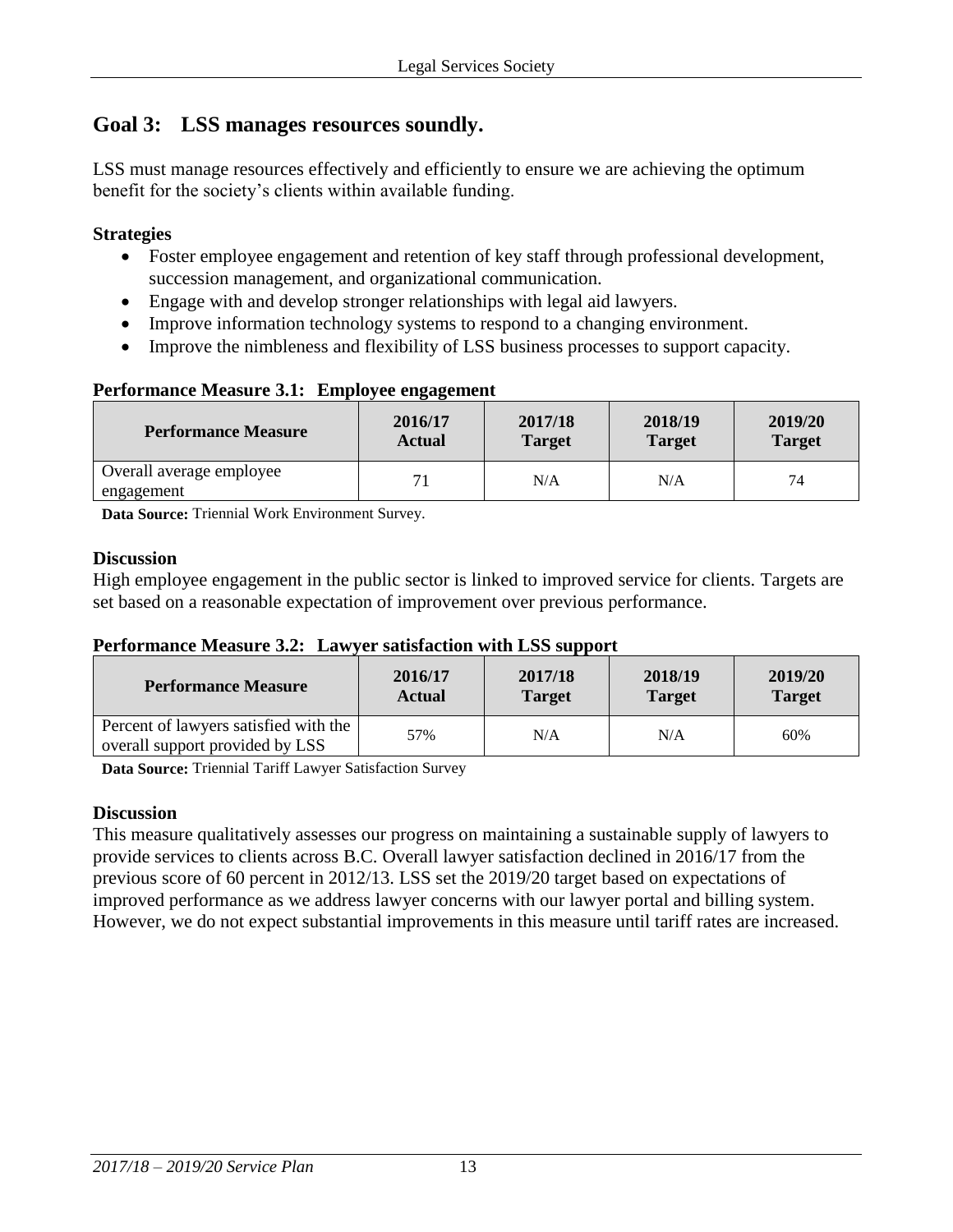## Goal 3: LSS manages resources soundly.

LSS must manage resources effectively and efficiently to ensure we are achieving the optimum benefit for the society's clients within available funding.

**Strategies**

- Foster employee engagement and retention of key staff through professional development, succession management, and organizational communication.
- Engage with and develop stronger relationships with legal aid lawyers.
- Improve information technology systems to respond to a changing environment.
- Improve the nimbleness and flexibility of LSS business processes to support capacity.

**Performance Measure 3.1: Employee engagement**

| Performance Measure | 2016/17 Actual | 2017/18 Target | 2018/19 Target | 2019/20 Target |
|---|---|---|---|---|
| Overall average employee engagement | 71 | N/A | N/A | 74 |

**Data Source:** Triennial Work Environment Survey.

**Discussion**

High employee engagement in the public sector is linked to improved service for clients. Targets are set based on a reasonable expectation of improvement over previous performance.

**Performance Measure 3.2: Lawyer satisfaction with LSS support**

| Performance Measure | 2016/17 Actual | 2017/18 Target | 2018/19 Target | 2019/20 Target |
|---|---|---|---|---|
| Percent of lawyers satisfied with the overall support provided by LSS | 57% | N/A | N/A | 60% |

**Data Source:** Triennial Tariff Lawyer Satisfaction Survey

**Discussion**

This measure qualitatively assesses our progress on maintaining a sustainable supply of lawyers to provide services to clients across B.C. Overall lawyer satisfaction declined in 2016/17 from the previous score of 60 percent in 2012/13. LSS set the 2019/20 target based on expectations of improved performance as we address lawyer concerns with our lawyer portal and billing system. However, we do not expect substantial improvements in this measure until tariff rates are increased.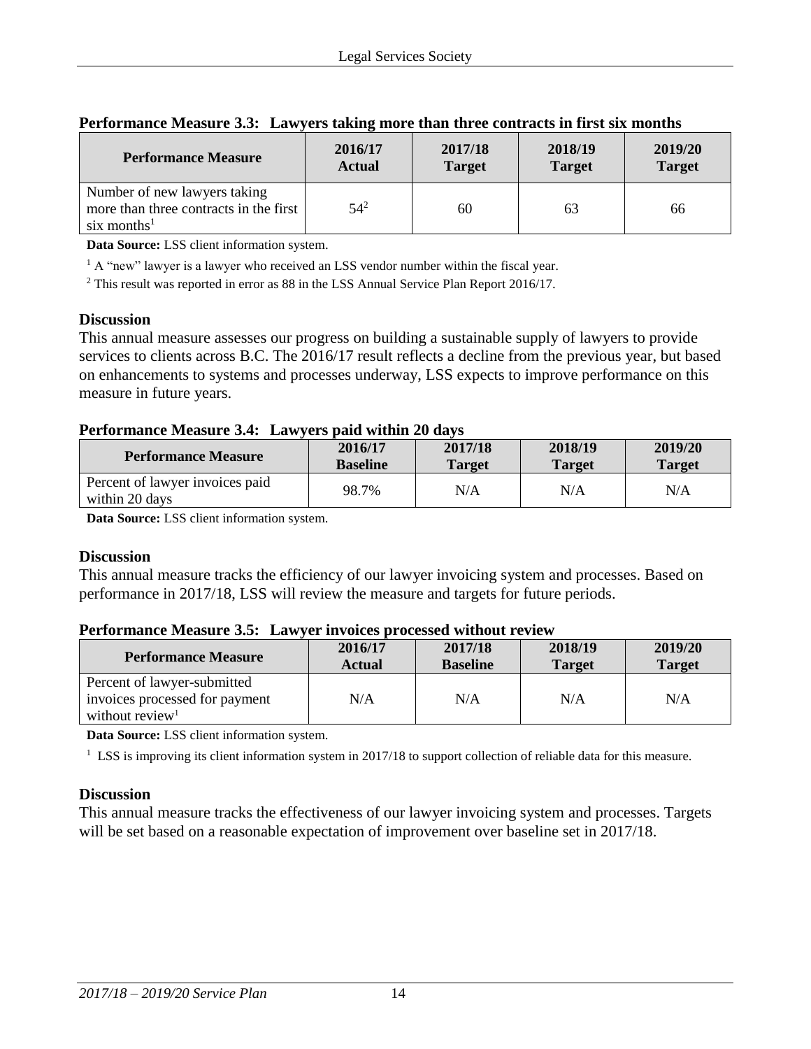**Performance Measure 3.3: Lawyers taking more than three contracts in first six months**

| Performance Measure | 2016/17 Actual | 2017/18 Target | 2018/19 Target | 2019/20 Target |
|---|---|---|---|---|
| Number of new lawyers taking more than three contracts in the first six months[1] | 54[2] | 60 | 63 | 66 |

**Data Source:** LSS client information system.

[1] A "new" lawyer is a lawyer who received an LSS vendor number within the fiscal year.

[2] This result was reported in error as 88 in the LSS Annual Service Plan Report 2016/17.

**Discussion**

This annual measure assesses our progress on building a sustainable supply of lawyers to provide services to clients across B.C. The 2016/17 result reflects a decline from the previous year, but based on enhancements to systems and processes underway, LSS expects to improve performance on this measure in future years.

**Performance Measure 3.4: Lawyers paid within 20 days**

| Performance Measure | 2016/17 Baseline | 2017/18 Target | 2018/19 Target | 2019/20 Target |
|---|---|---|---|---|
| Percent of lawyer invoices paid within 20 days | 98.7% | N/A | N/A | N/A |

**Data Source:** LSS client information system.

**Discussion**

This annual measure tracks the efficiency of our lawyer invoicing system and processes. Based on performance in 2017/18, LSS will review the measure and targets for future periods.

**Performance Measure 3.5: Lawyer invoices processed without review**

| Performance Measure | 2016/17 Actual | 2017/18 Baseline | 2018/19 Target | 2019/20 Target |
|---|---|---|---|---|
| Percent of lawyer-submitted invoices processed for payment without review[1] | N/A | N/A | N/A | N/A |

**Data Source:** LSS client information system.

[1] LSS is improving its client information system in 2017/18 to support collection of reliable data for this measure.

**Discussion**

This annual measure tracks the effectiveness of our lawyer invoicing system and processes. Targets will be set based on a reasonable expectation of improvement over baseline set in 2017/18.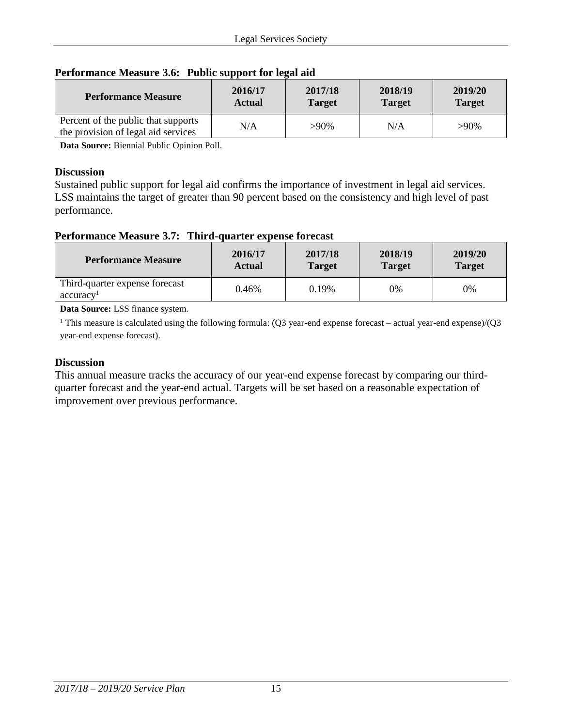**Performance Measure 3.6: Public support for legal aid**

| Performance Measure | 2016/17 Actual | 2017/18 Target | 2018/19 Target | 2019/20 Target |
|---|---|---|---|---|
| Percent of the public that supports the provision of legal aid services | N/A | >90% | N/A | >90% |

**Data Source:** Biennial Public Opinion Poll.

### Discussion

Sustained public support for legal aid confirms the importance of investment in legal aid services. LSS maintains the target of greater than 90 percent based on the consistency and high level of past performance.

**Performance Measure 3.7: Third-quarter expense forecast**

| Performance Measure | 2016/17 Actual | 2017/18 Target | 2018/19 Target | 2019/20 Target |
|---|---|---|---|---|
| Third-quarter expense forecast accuracy[1] | 0.46% | 0.19% | 0% | 0% |

**Data Source:** LSS finance system.

[1] This measure is calculated using the following formula: (Q3 year-end expense forecast – actual year-end expense)/(Q3 year-end expense forecast).

### Discussion

This annual measure tracks the accuracy of our year-end expense forecast by comparing our third-quarter forecast and the year-end actual. Targets will be set based on a reasonable expectation of improvement over previous performance.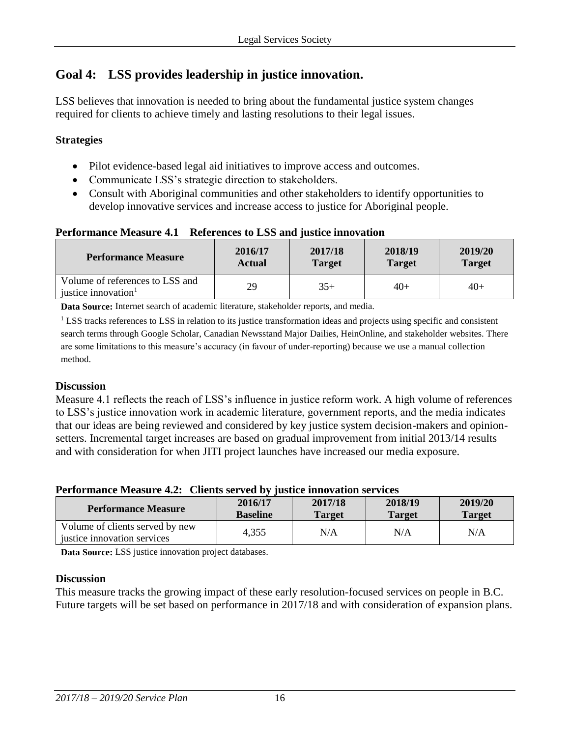## Goal 4: LSS provides leadership in justice innovation.

LSS believes that innovation is needed to bring about the fundamental justice system changes required for clients to achieve timely and lasting resolutions to their legal issues.

**Strategies**

- Pilot evidence-based legal aid initiatives to improve access and outcomes.
- Communicate LSS's strategic direction to stakeholders.
- Consult with Aboriginal communities and other stakeholders to identify opportunities to develop innovative services and increase access to justice for Aboriginal people.

**Performance Measure 4.1 References to LSS and justice innovation**

| Performance Measure | 2016/17 Actual | 2017/18 Target | 2018/19 Target | 2019/20 Target |
|---|---|---|---|---|
| Volume of references to LSS and justice innovation[1] | 29 | 35+ | 40+ | 40+ |

**Data Source:** Internet search of academic literature, stakeholder reports, and media.

[1] LSS tracks references to LSS in relation to its justice transformation ideas and projects using specific and consistent search terms through Google Scholar, Canadian Newsstand Major Dailies, HeinOnline, and stakeholder websites. There are some limitations to this measure's accuracy (in favour of under-reporting) because we use a manual collection method.

**Discussion**

Measure 4.1 reflects the reach of LSS's influence in justice reform work. A high volume of references to LSS's justice innovation work in academic literature, government reports, and the media indicates that our ideas are being reviewed and considered by key justice system decision-makers and opinion-setters. Incremental target increases are based on gradual improvement from initial 2013/14 results and with consideration for when JITI project launches have increased our media exposure.

**Performance Measure 4.2: Clients served by justice innovation services**

| Performance Measure | 2016/17 Baseline | 2017/18 Target | 2018/19 Target | 2019/20 Target |
|---|---|---|---|---|
| Volume of clients served by new justice innovation services | 4,355 | N/A | N/A | N/A |

**Data Source:** LSS justice innovation project databases.

**Discussion**

This measure tracks the growing impact of these early resolution-focused services on people in B.C. Future targets will be set based on performance in 2017/18 and with consideration of expansion plans.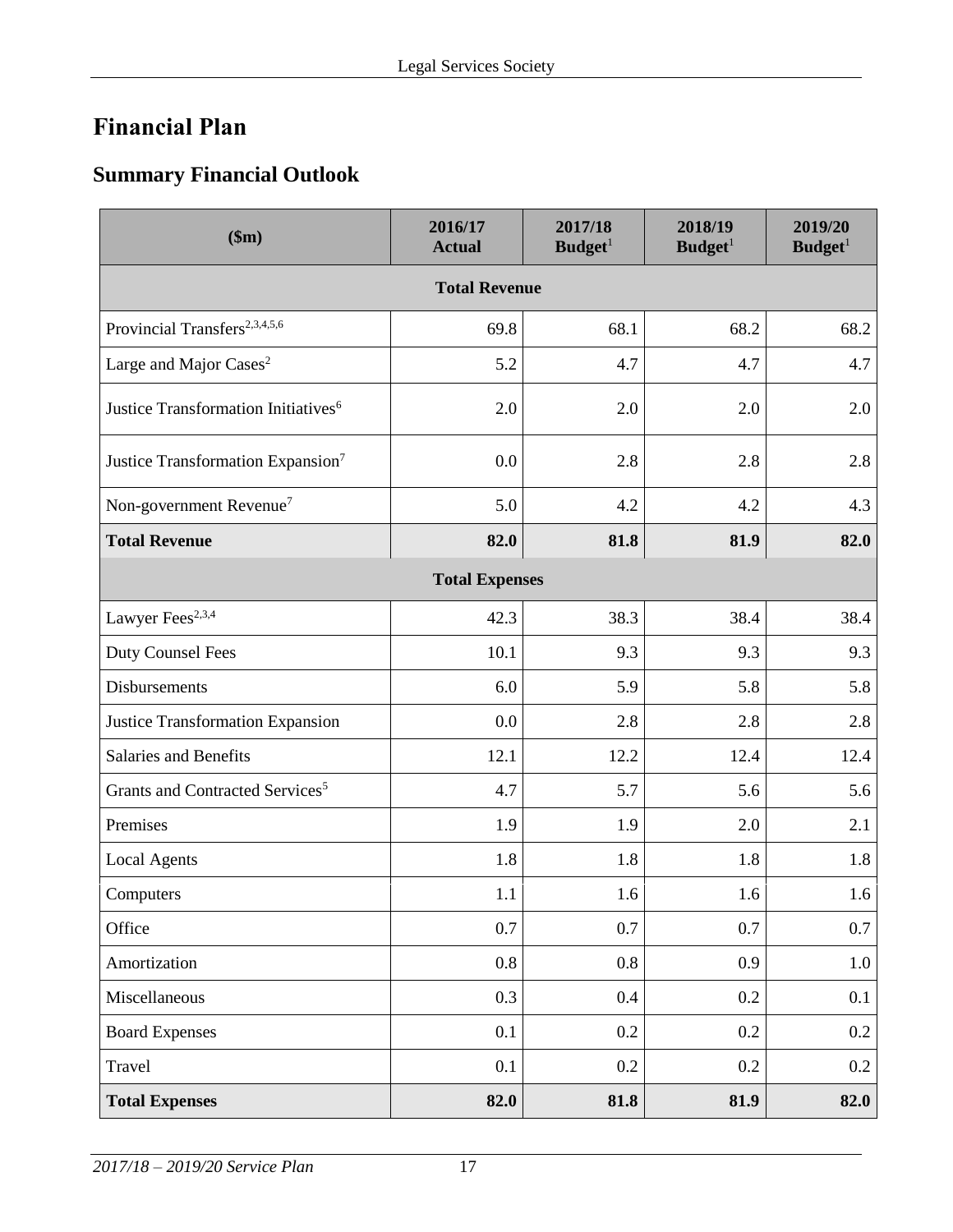# Financial Plan

## Summary Financial Outlook

| ($m) | 2016/17 Actual | 2017/18 Budget[1] | 2018/19 Budget[1] | 2019/20 Budget[1] |
|---|---|---|---|---|
| **Total Revenue** | | | | |
| Provincial Transfers[2,3,4,5,6] | 69.8 | 68.1 | 68.2 | 68.2 |
| Large and Major Cases[2] | 5.2 | 4.7 | 4.7 | 4.7 |
| Justice Transformation Initiatives[6] | 2.0 | 2.0 | 2.0 | 2.0 |
| Justice Transformation Expansion[7] | 0.0 | 2.8 | 2.8 | 2.8 |
| Non-government Revenue[7] | 5.0 | 4.2 | 4.2 | 4.3 |
| **Total Revenue** | **82.0** | **81.8** | **81.9** | **82.0** |
| **Total Expenses** | | | | |
| Lawyer Fees[2,3,4] | 42.3 | 38.3 | 38.4 | 38.4 |
| Duty Counsel Fees | 10.1 | 9.3 | 9.3 | 9.3 |
| Disbursements | 6.0 | 5.9 | 5.8 | 5.8 |
| Justice Transformation Expansion | 0.0 | 2.8 | 2.8 | 2.8 |
| Salaries and Benefits | 12.1 | 12.2 | 12.4 | 12.4 |
| Grants and Contracted Services[5] | 4.7 | 5.7 | 5.6 | 5.6 |
| Premises | 1.9 | 1.9 | 2.0 | 2.1 |
| Local Agents | 1.8 | 1.8 | 1.8 | 1.8 |
| Computers | 1.1 | 1.6 | 1.6 | 1.6 |
| Office | 0.7 | 0.7 | 0.7 | 0.7 |
| Amortization | 0.8 | 0.8 | 0.9 | 1.0 |
| Miscellaneous | 0.3 | 0.4 | 0.2 | 0.1 |
| Board Expenses | 0.1 | 0.2 | 0.2 | 0.2 |
| Travel | 0.1 | 0.2 | 0.2 | 0.2 |
| **Total Expenses** | **82.0** | **81.8** | **81.9** | **82.0** |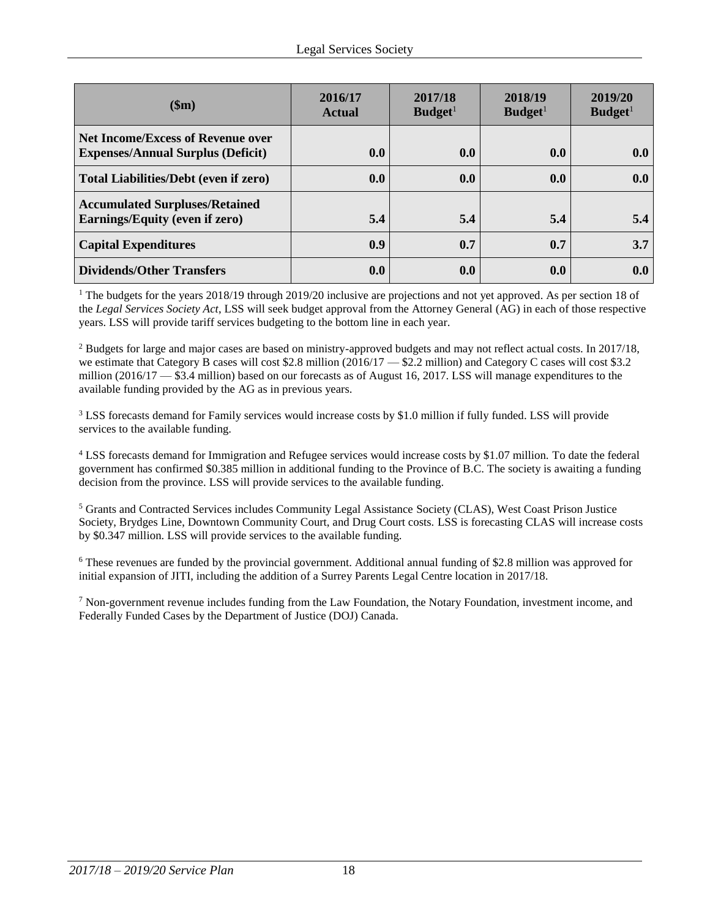| ($m) | 2016/17 Actual | 2017/18 Budget[1] | 2018/19 Budget[1] | 2019/20 Budget[1] |
|---|---|---|---|---|
| **Net Income/Excess of Revenue over Expenses/Annual Surplus (Deficit)** | **0.0** | **0.0** | **0.0** | **0.0** |
| **Total Liabilities/Debt (even if zero)** | **0.0** | **0.0** | **0.0** | **0.0** |
| **Accumulated Surpluses/Retained Earnings/Equity (even if zero)** | **5.4** | **5.4** | **5.4** | **5.4** |
| **Capital Expenditures** | **0.9** | **0.7** | **0.7** | **3.7** |
| **Dividends/Other Transfers** | **0.0** | **0.0** | **0.0** | **0.0** |

[1] The budgets for the years 2018/19 through 2019/20 inclusive are projections and not yet approved. As per section 18 of the *Legal Services Society Act*, LSS will seek budget approval from the Attorney General (AG) in each of those respective years. LSS will provide tariff services budgeting to the bottom line in each year.

[2] Budgets for large and major cases are based on ministry-approved budgets and may not reflect actual costs. In 2017/18, we estimate that Category B cases will cost $2.8 million (2016/17 — $2.2 million) and Category C cases will cost $3.2 million (2016/17 — $3.4 million) based on our forecasts as of August 16, 2017. LSS will manage expenditures to the available funding provided by the AG as in previous years.

[3] LSS forecasts demand for Family services would increase costs by $1.0 million if fully funded. LSS will provide services to the available funding.

[4] LSS forecasts demand for Immigration and Refugee services would increase costs by $1.07 million. To date the federal government has confirmed $0.385 million in additional funding to the Province of B.C. The society is awaiting a funding decision from the province. LSS will provide services to the available funding.

[5] Grants and Contracted Services includes Community Legal Assistance Society (CLAS), West Coast Prison Justice Society, Brydges Line, Downtown Community Court, and Drug Court costs. LSS is forecasting CLAS will increase costs by $0.347 million. LSS will provide services to the available funding.

[6] These revenues are funded by the provincial government. Additional annual funding of $2.8 million was approved for initial expansion of JITI, including the addition of a Surrey Parents Legal Centre location in 2017/18.

[7] Non-government revenue includes funding from the Law Foundation, the Notary Foundation, investment income, and Federally Funded Cases by the Department of Justice (DOJ) Canada.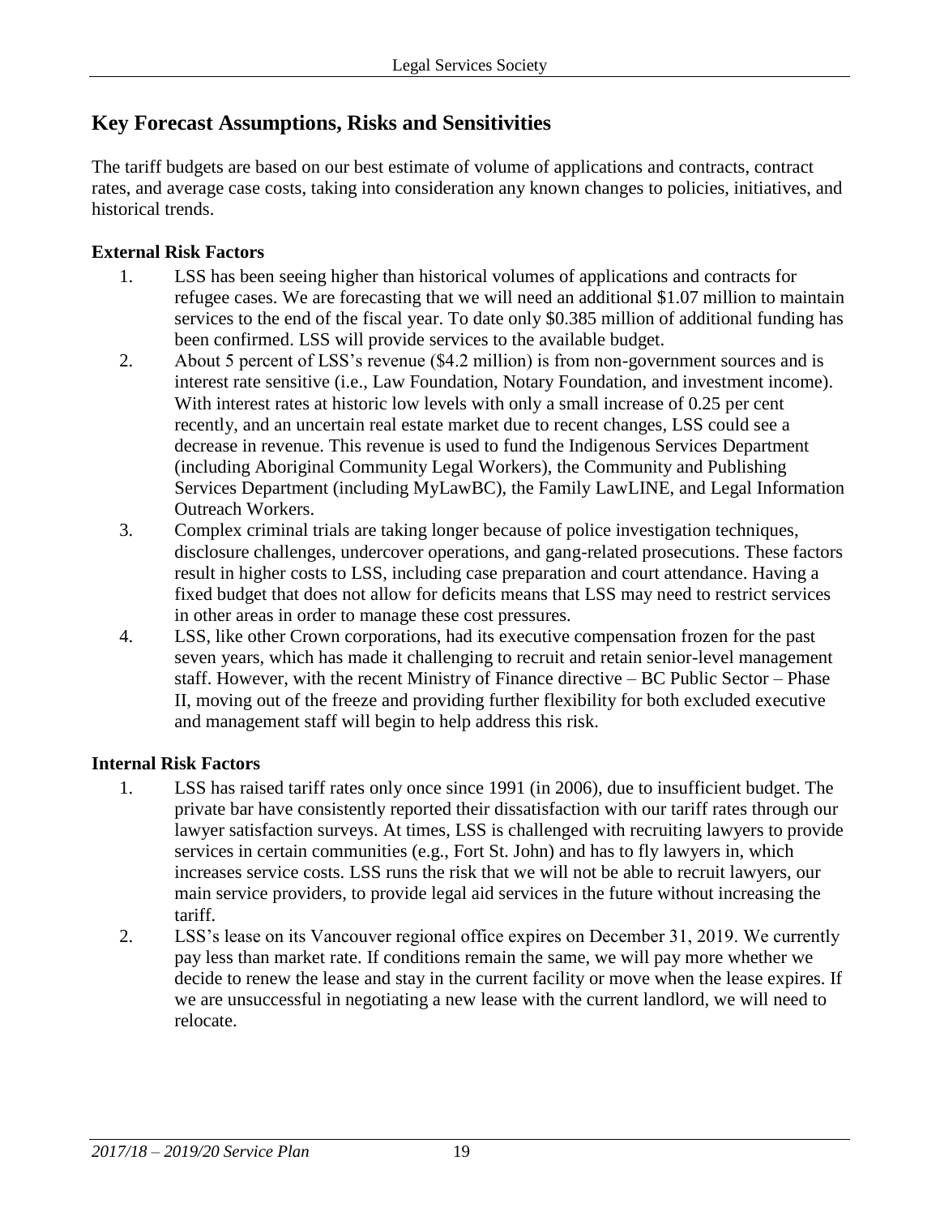## Key Forecast Assumptions, Risks and Sensitivities

The tariff budgets are based on our best estimate of volume of applications and contracts, contract rates, and average case costs, taking into consideration any known changes to policies, initiatives, and historical trends.

### External Risk Factors

1. LSS has been seeing higher than historical volumes of applications and contracts for refugee cases. We are forecasting that we will need an additional $1.07 million to maintain services to the end of the fiscal year. To date only $0.385 million of additional funding has been confirmed. LSS will provide services to the available budget.
2. About 5 percent of LSS's revenue ($4.2 million) is from non-government sources and is interest rate sensitive (i.e., Law Foundation, Notary Foundation, and investment income). With interest rates at historic low levels with only a small increase of 0.25 per cent recently, and an uncertain real estate market due to recent changes, LSS could see a decrease in revenue. This revenue is used to fund the Indigenous Services Department (including Aboriginal Community Legal Workers), the Community and Publishing Services Department (including MyLawBC), the Family LawLINE, and Legal Information Outreach Workers.
3. Complex criminal trials are taking longer because of police investigation techniques, disclosure challenges, undercover operations, and gang-related prosecutions. These factors result in higher costs to LSS, including case preparation and court attendance. Having a fixed budget that does not allow for deficits means that LSS may need to restrict services in other areas in order to manage these cost pressures.
4. LSS, like other Crown corporations, had its executive compensation frozen for the past seven years, which has made it challenging to recruit and retain senior-level management staff. However, with the recent Ministry of Finance directive – BC Public Sector – Phase II, moving out of the freeze and providing further flexibility for both excluded executive and management staff will begin to help address this risk.

### Internal Risk Factors

1. LSS has raised tariff rates only once since 1991 (in 2006), due to insufficient budget. The private bar have consistently reported their dissatisfaction with our tariff rates through our lawyer satisfaction surveys. At times, LSS is challenged with recruiting lawyers to provide services in certain communities (e.g., Fort St. John) and has to fly lawyers in, which increases service costs. LSS runs the risk that we will not be able to recruit lawyers, our main service providers, to provide legal aid services in the future without increasing the tariff.
2. LSS's lease on its Vancouver regional office expires on December 31, 2019. We currently pay less than market rate. If conditions remain the same, we will pay more whether we decide to renew the lease and stay in the current facility or move when the lease expires. If we are unsuccessful in negotiating a new lease with the current landlord, we will need to relocate.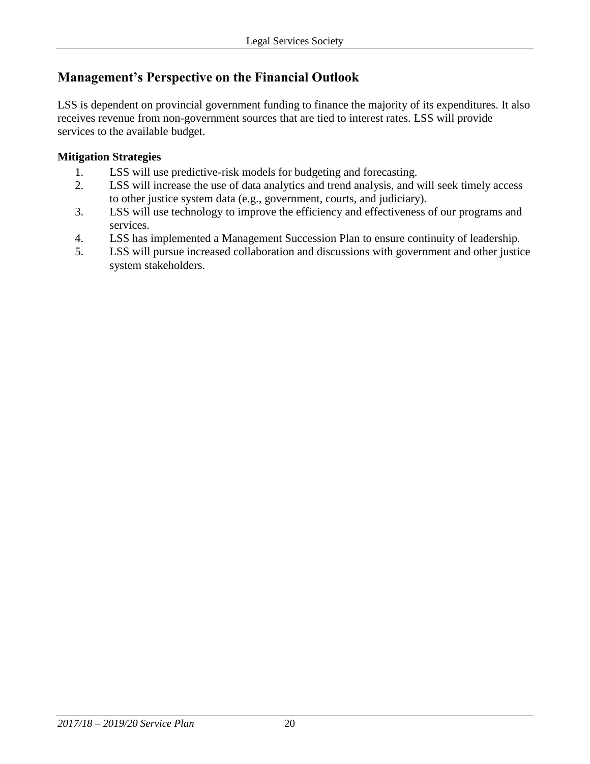## Management's Perspective on the Financial Outlook

LSS is dependent on provincial government funding to finance the majority of its expenditures. It also receives revenue from non-government sources that are tied to interest rates. LSS will provide services to the available budget.

**Mitigation Strategies**

1. LSS will use predictive-risk models for budgeting and forecasting.
2. LSS will increase the use of data analytics and trend analysis, and will seek timely access to other justice system data (e.g., government, courts, and judiciary).
3. LSS will use technology to improve the efficiency and effectiveness of our programs and services.
4. LSS has implemented a Management Succession Plan to ensure continuity of leadership.
5. LSS will pursue increased collaboration and discussions with government and other justice system stakeholders.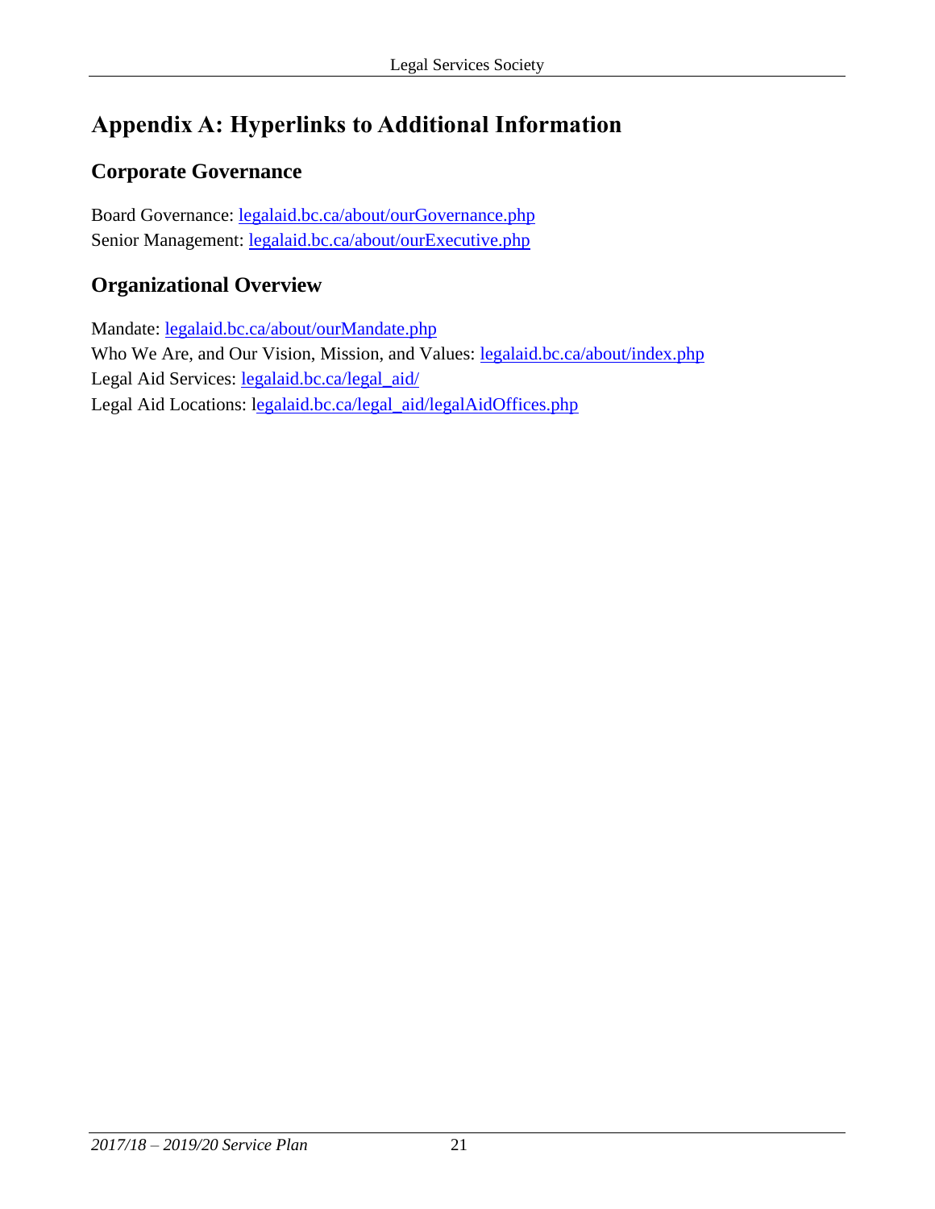# Appendix A: Hyperlinks to Additional Information

## Corporate Governance

Board Governance: legalaid.bc.ca/about/ourGovernance.php
Senior Management: legalaid.bc.ca/about/ourExecutive.php

## Organizational Overview

Mandate: legalaid.bc.ca/about/ourMandate.php
Who We Are, and Our Vision, Mission, and Values: legalaid.bc.ca/about/index.php
Legal Aid Services: legalaid.bc.ca/legal_aid/
Legal Aid Locations: legalaid.bc.ca/legal_aid/legalAidOffices.php